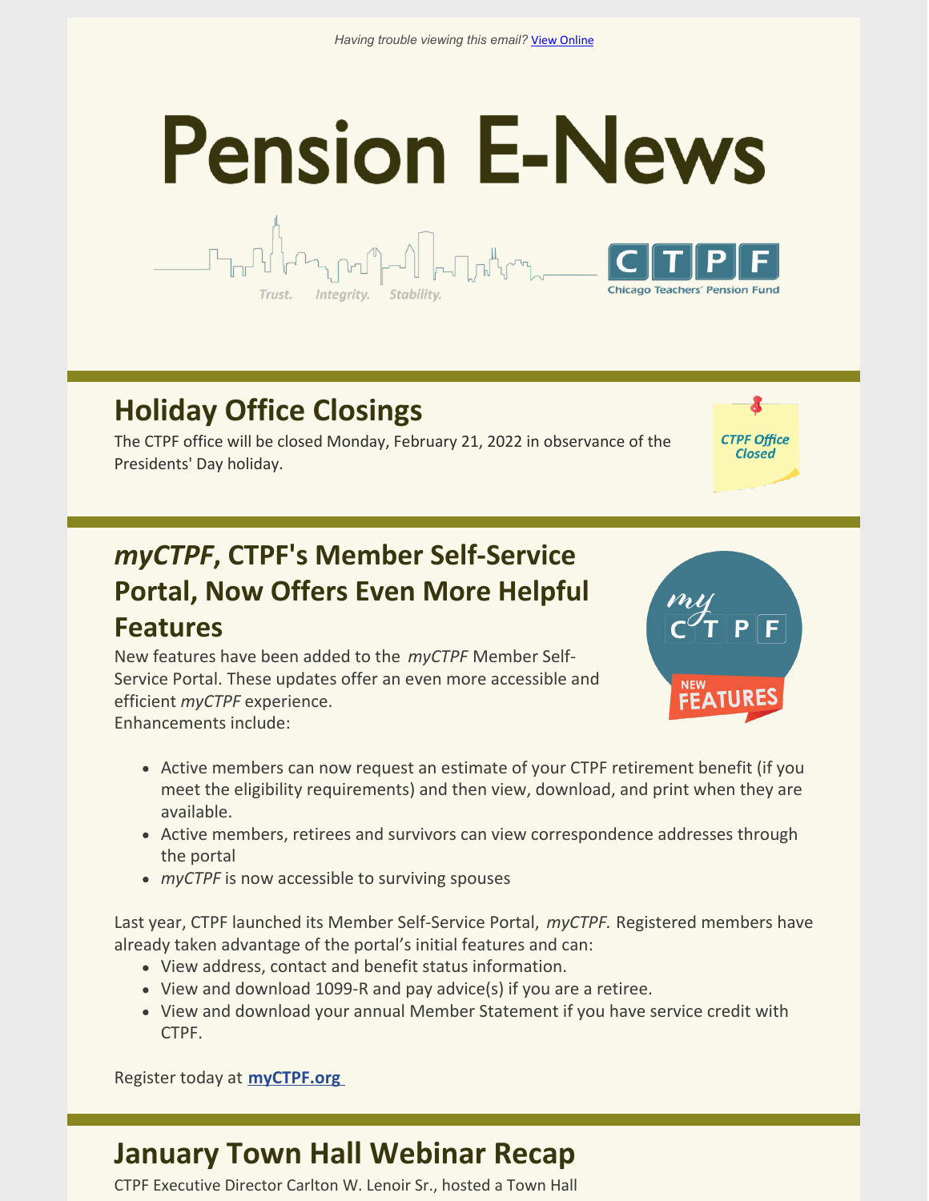Having trouble viewing this email? View Online

# Pension E-News

Trust. Integrity. Stability.

CTPF Chicago Teachers' Pension Fund

## Holiday Office Closings

The CTPF office will be closed Monday, February 21, 2022 in observance of the Presidents' Day holiday.

CTPF Office Closed

## *myCTPF*, CTPF's Member Self-Service Portal, Now Offers Even More Helpful Features

New features have been added to the *myCTPF* Member Self-Service Portal. These updates offer an even more accessible and efficient *myCTPF* experience.
Enhancements include:

- Active members can now request an estimate of your CTPF retirement benefit (if you meet the eligibility requirements) and then view, download, and print when they are available.
- Active members, retirees and survivors can view correspondence addresses through the portal
- *myCTPF* is now accessible to surviving spouses

Last year, CTPF launched its Member Self-Service Portal, *myCTPF.* Registered members have already taken advantage of the portal's initial features and can:

- View address, contact and benefit status information.
- View and download 1099-R and pay advice(s) if you are a retiree.
- View and download your annual Member Statement if you have service credit with CTPF.

Register today at **myCTPF.org**

## January Town Hall Webinar Recap

CTPF Executive Director Carlton W. Lenoir Sr., hosted a Town Hall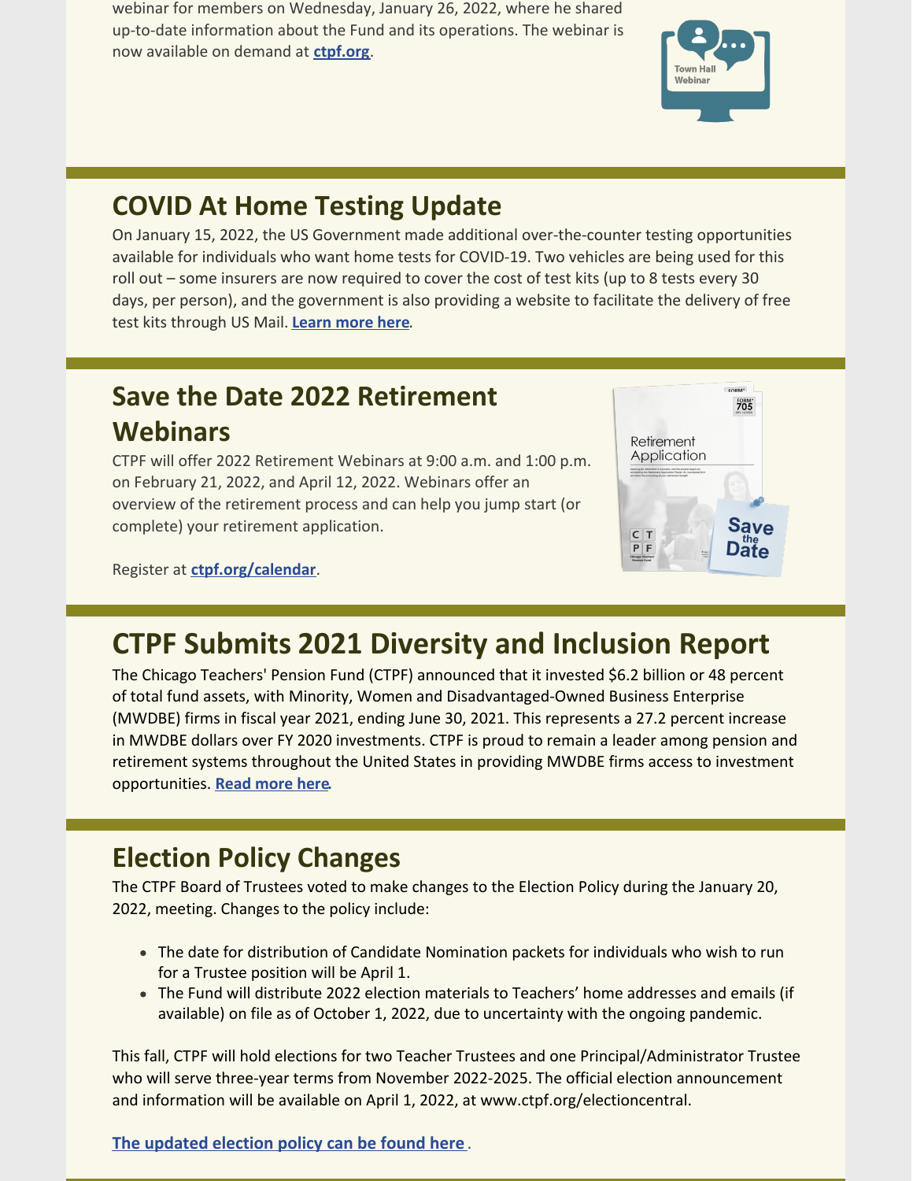webinar for members on Wednesday, January 26, 2022, where he shared up-to-date information about the Fund and its operations. The webinar is now available on demand at **ctpf.org**.

## COVID At Home Testing Update

On January 15, 2022, the US Government made additional over-the-counter testing opportunities available for individuals who want home tests for COVID-19. Two vehicles are being used for this roll out – some insurers are now required to cover the cost of test kits (up to 8 tests every 30 days, per person), and the government is also providing a website to facilitate the delivery of free test kits through US Mail. **Learn more here**.

## Save the Date 2022 Retirement Webinars

CTPF will offer 2022 Retirement Webinars at 9:00 a.m. and 1:00 p.m. on February 21, 2022, and April 12, 2022. Webinars offer an overview of the retirement process and can help you jump start (or complete) your retirement application.

Register at **ctpf.org/calendar**.

## CTPF Submits 2021 Diversity and Inclusion Report

The Chicago Teachers' Pension Fund (CTPF) announced that it invested $6.2 billion or 48 percent of total fund assets, with Minority, Women and Disadvantaged-Owned Business Enterprise (MWDBE) firms in fiscal year 2021, ending June 30, 2021. This represents a 27.2 percent increase in MWDBE dollars over FY 2020 investments. CTPF is proud to remain a leader among pension and retirement systems throughout the United States in providing MWDBE firms access to investment opportunities. **Read more here**.

## Election Policy Changes

The CTPF Board of Trustees voted to make changes to the Election Policy during the January 20, 2022, meeting. Changes to the policy include:

- The date for distribution of Candidate Nomination packets for individuals who wish to run for a Trustee position will be April 1.
- The Fund will distribute 2022 election materials to Teachers' home addresses and emails (if available) on file as of October 1, 2022, due to uncertainty with the ongoing pandemic.

This fall, CTPF will hold elections for two Teacher Trustees and one Principal/Administrator Trustee who will serve three-year terms from November 2022-2025. The official election announcement and information will be available on April 1, 2022, at www.ctpf.org/electioncentral.

**The updated election policy can be found here**.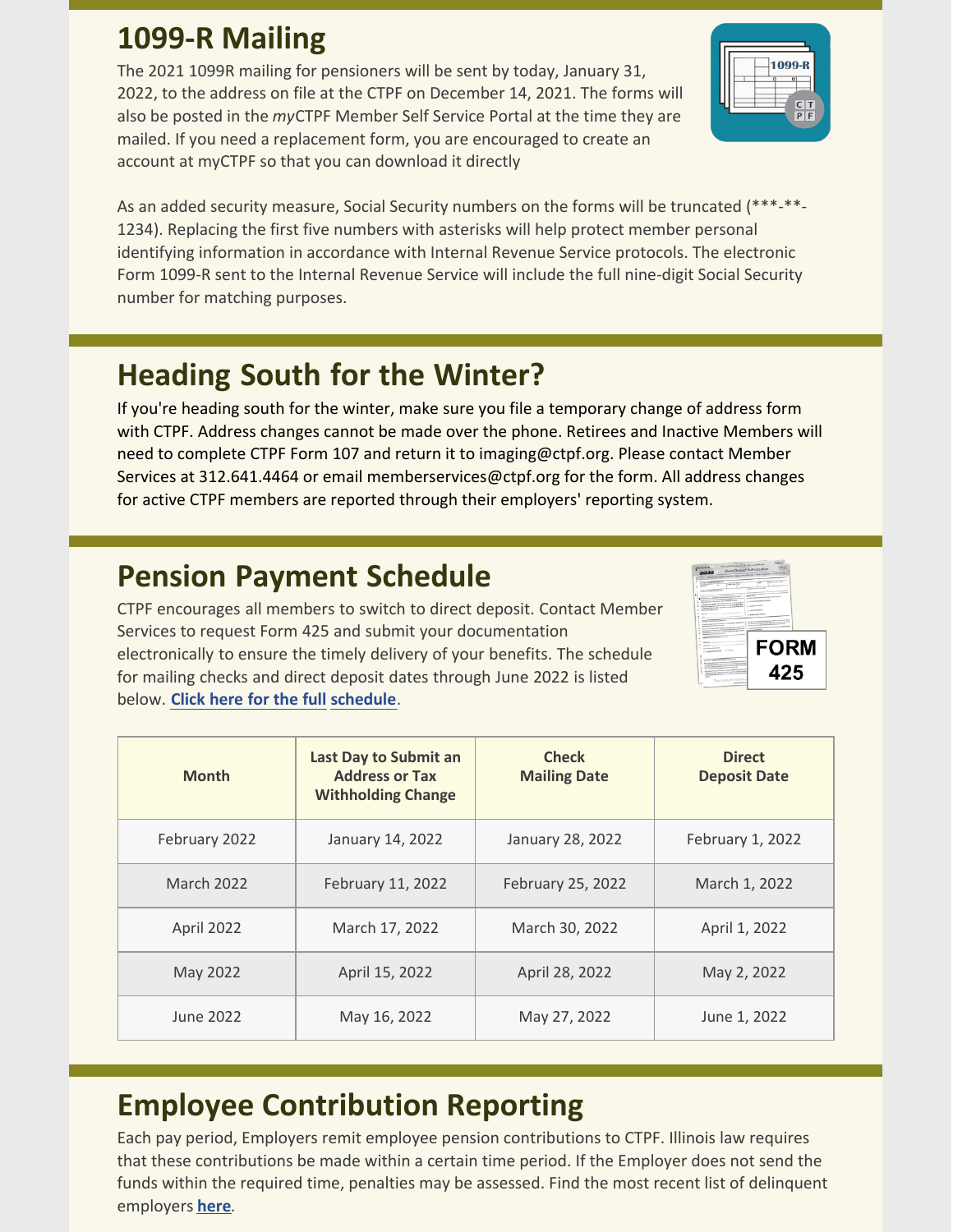## 1099-R Mailing

The 2021 1099R mailing for pensioners will be sent by today, January 31, 2022, to the address on file at the CTPF on December 14, 2021. The forms will also be posted in the *my*CTPF Member Self Service Portal at the time they are mailed. If you need a replacement form, you are encouraged to create an account at myCTPF so that you can download it directly

As an added security measure, Social Security numbers on the forms will be truncated (***-**-1234). Replacing the first five numbers with asterisks will help protect member personal identifying information in accordance with Internal Revenue Service protocols. The electronic Form 1099-R sent to the Internal Revenue Service will include the full nine-digit Social Security number for matching purposes.

## Heading South for the Winter?

If you're heading south for the winter, make sure you file a temporary change of address form with CTPF. Address changes cannot be made over the phone. Retirees and Inactive Members will need to complete CTPF Form 107 and return it to imaging@ctpf.org. Please contact Member Services at 312.641.4464 or email memberservices@ctpf.org for the form. All address changes for active CTPF members are reported through their employers' reporting system.

## Pension Payment Schedule

CTPF encourages all members to switch to direct deposit. Contact Member Services to request Form 425 and submit your documentation electronically to ensure the timely delivery of your benefits. The schedule for mailing checks and direct deposit dates through June 2022 is listed below. **Click here for the full schedule**.

| Month | Last Day to Submit an Address or Tax Withholding Change | Check Mailing Date | Direct Deposit Date |
|---|---|---|---|
| February 2022 | January 14, 2022 | January 28, 2022 | February 1, 2022 |
| March 2022 | February 11, 2022 | February 25, 2022 | March 1, 2022 |
| April 2022 | March 17, 2022 | March 30, 2022 | April 1, 2022 |
| May 2022 | April 15, 2022 | April 28, 2022 | May 2, 2022 |
| June 2022 | May 16, 2022 | May 27, 2022 | June 1, 2022 |

## Employee Contribution Reporting

Each pay period, Employers remit employee pension contributions to CTPF. Illinois law requires that these contributions be made within a certain time period. If the Employer does not send the funds within the required time, penalties may be assessed. Find the most recent list of delinquent employers **here**.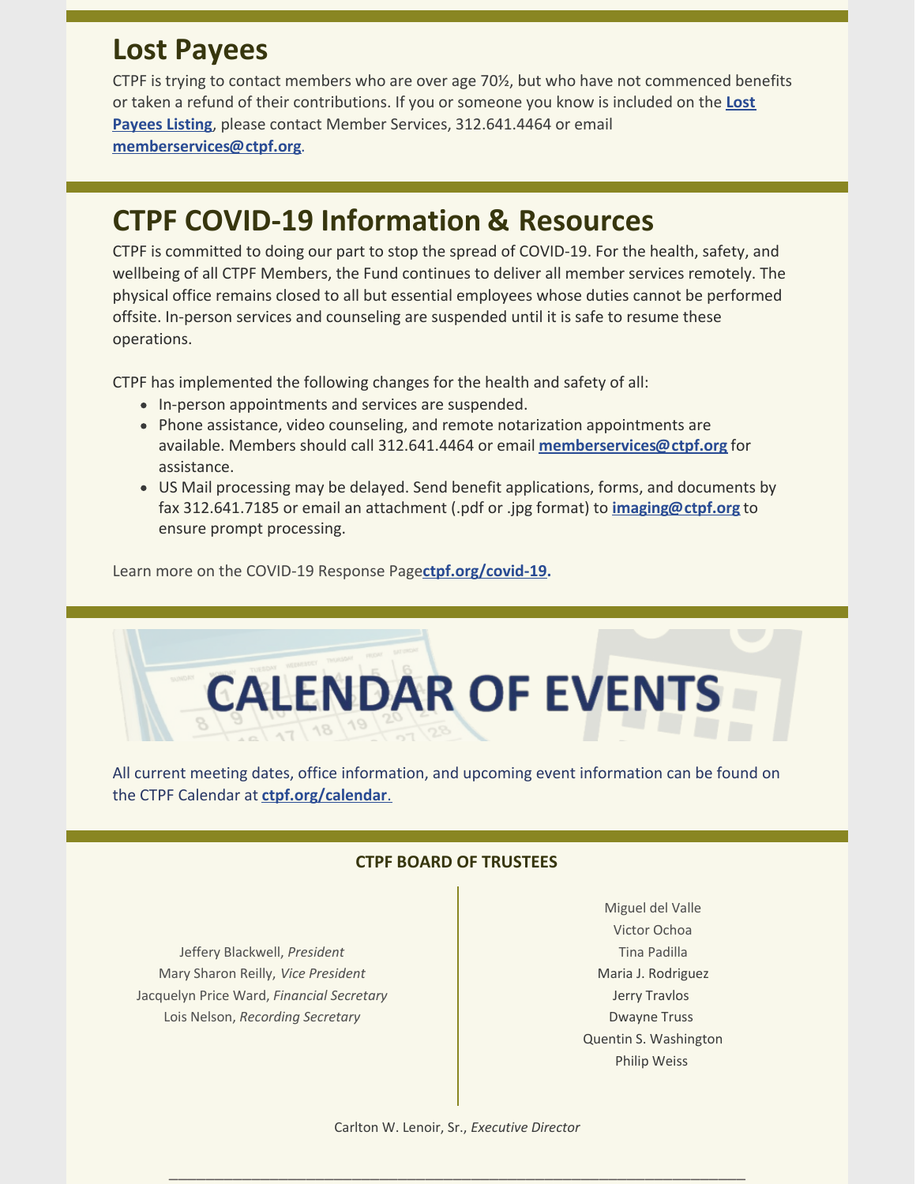## Lost Payees

CTPF is trying to contact members who are over age 70½, but who have not commenced benefits or taken a refund of their contributions. If you or someone you know is included on the **Lost Payees Listing**, please contact Member Services, 312.641.4464 or email **memberservices@ctpf.org**.

## CTPF COVID-19 Information & Resources

CTPF is committed to doing our part to stop the spread of COVID-19. For the health, safety, and wellbeing of all CTPF Members, the Fund continues to deliver all member services remotely. The physical office remains closed to all but essential employees whose duties cannot be performed offsite. In-person services and counseling are suspended until it is safe to resume these operations.

CTPF has implemented the following changes for the health and safety of all:

- In-person appointments and services are suspended.
- Phone assistance, video counseling, and remote notarization appointments are available. Members should call 312.641.4464 or email **memberservices@ctpf.org** for assistance.
- US Mail processing may be delayed. Send benefit applications, forms, and documents by fax 312.641.7185 or email an attachment (.pdf or .jpg format) to **imaging@ctpf.org** to ensure prompt processing.

Learn more on the COVID-19 Response Page**ctpf.org/covid-19.**

## CALENDAR OF EVENTS

All current meeting dates, office information, and upcoming event information can be found on the CTPF Calendar at **ctpf.org/calendar**.

### CTPF BOARD OF TRUSTEES

Jeffery Blackwell, *President*
Mary Sharon Reilly, *Vice President*
Jacquelyn Price Ward, *Financial Secretary*
Lois Nelson, *Recording Secretary*

Miguel del Valle
Victor Ochoa
Tina Padilla
Maria J. Rodriguez
Jerry Travlos
Dwayne Truss
Quentin S. Washington
Philip Weiss

Carlton W. Lenoir, Sr., *Executive Director*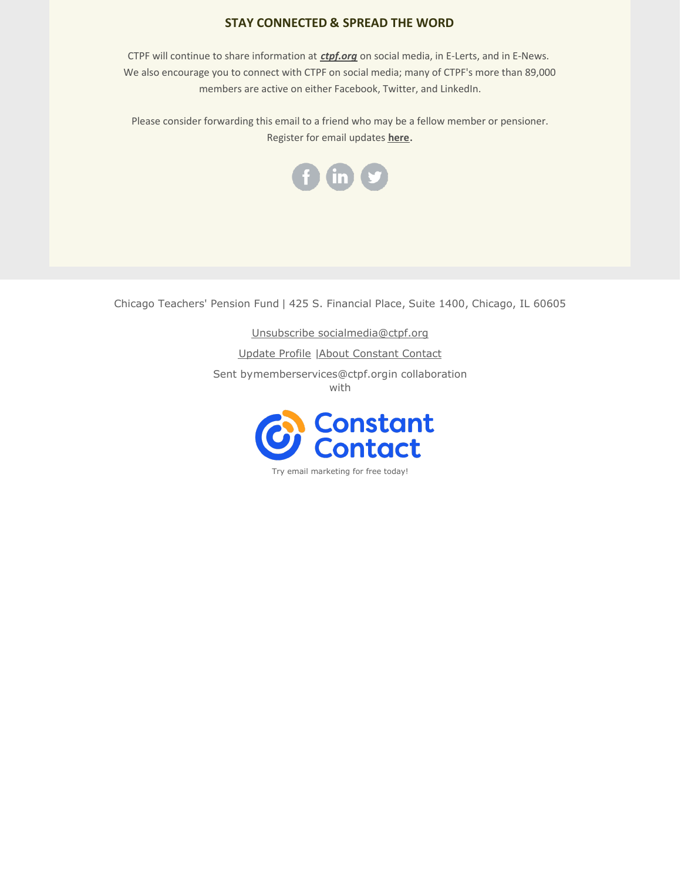## STAY CONNECTED & SPREAD THE WORD

CTPF will continue to share information at ***ctpf.org*** on social media, in E-Lerts, and in E-News. We also encourage you to connect with CTPF on social media; many of CTPF's more than 89,000 members are active on either Facebook, Twitter, and LinkedIn.

Please consider forwarding this email to a friend who may be a fellow member or pensioner. Register for email updates **here.**

Chicago Teachers' Pension Fund | 425 S. Financial Place, Suite 1400, Chicago, IL 60605

Unsubscribe socialmedia@ctpf.org

Update Profile |About Constant Contact

Sent bymemberservices@ctpf.orgin collaboration with

Constant Contact

Try email marketing for free today!